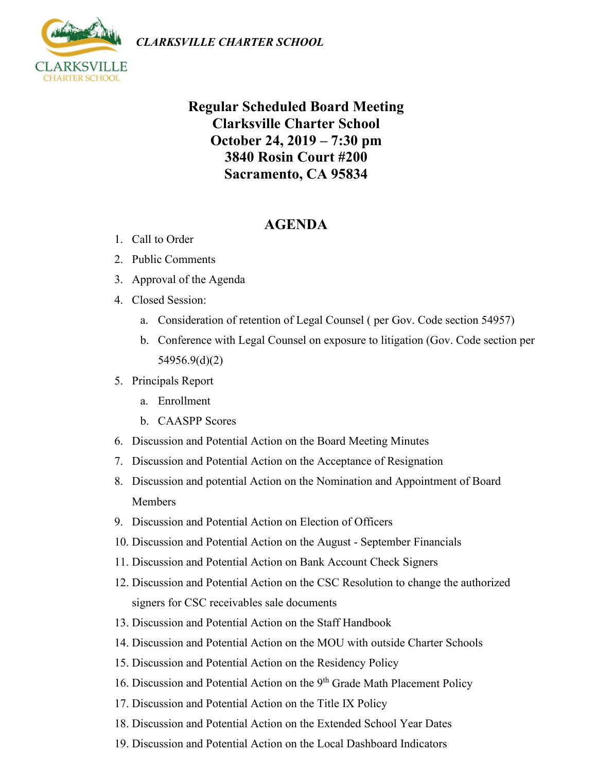*CLARKSVILLE CHARTER SCHOOL*

# Regular Scheduled Board Meeting
# Clarksville Charter School
# October 24, 2019 – 7:30 pm
# 3840 Rosin Court #200
# Sacramento, CA 95834

## AGENDA

1. Call to Order
2. Public Comments
3. Approval of the Agenda
4. Closed Session:
   a. Consideration of retention of Legal Counsel ( per Gov. Code section 54957)
   b. Conference with Legal Counsel on exposure to litigation (Gov. Code section per 54956.9(d)(2)
5. Principals Report
   a. Enrollment
   b. CAASPP Scores
6. Discussion and Potential Action on the Board Meeting Minutes
7. Discussion and Potential Action on the Acceptance of Resignation
8. Discussion and potential Action on the Nomination and Appointment of Board Members
9. Discussion and Potential Action on Election of Officers
10. Discussion and Potential Action on the August - September Financials
11. Discussion and Potential Action on Bank Account Check Signers
12. Discussion and Potential Action on the CSC Resolution to change the authorized signers for CSC receivables sale documents
13. Discussion and Potential Action on the Staff Handbook
14. Discussion and Potential Action on the MOU with outside Charter Schools
15. Discussion and Potential Action on the Residency Policy
16. Discussion and Potential Action on the 9th Grade Math Placement Policy
17. Discussion and Potential Action on the Title IX Policy
18. Discussion and Potential Action on the Extended School Year Dates
19. Discussion and Potential Action on the Local Dashboard Indicators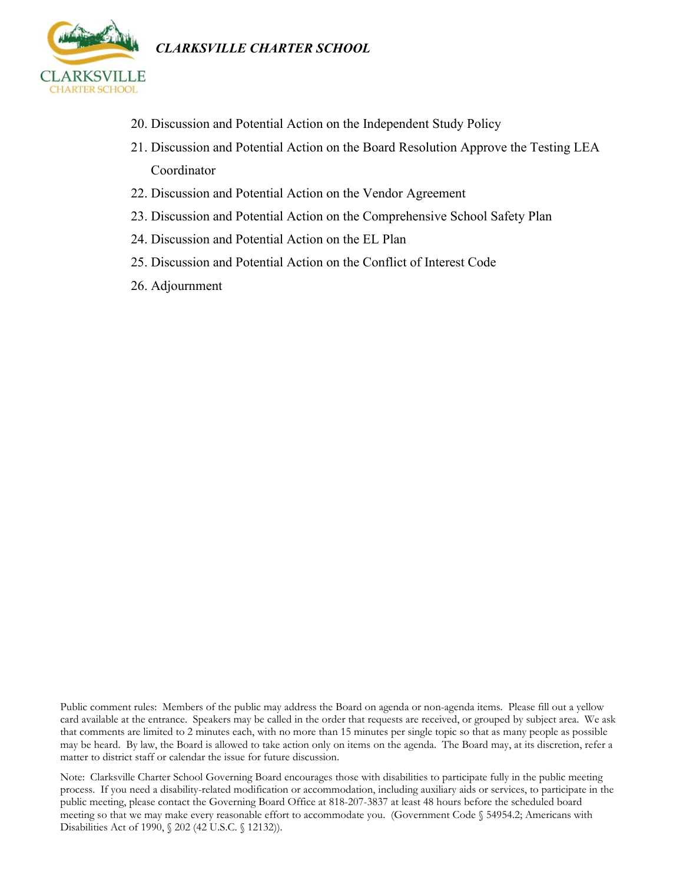20. Discussion and Potential Action on the Independent Study Policy
21. Discussion and Potential Action on the Board Resolution Approve the Testing LEA Coordinator
22. Discussion and Potential Action on the Vendor Agreement
23. Discussion and Potential Action on the Comprehensive School Safety Plan
24. Discussion and Potential Action on the EL Plan
25. Discussion and Potential Action on the Conflict of Interest Code
26. Adjournment

Public comment rules: Members of the public may address the Board on agenda or non-agenda items. Please fill out a yellow card available at the entrance. Speakers may be called in the order that requests are received, or grouped by subject area. We ask that comments are limited to 2 minutes each, with no more than 15 minutes per single topic so that as many people as possible may be heard. By law, the Board is allowed to take action only on items on the agenda. The Board may, at its discretion, refer a matter to district staff or calendar the issue for future discussion.

Note: Clarksville Charter School Governing Board encourages those with disabilities to participate fully in the public meeting process. If you need a disability-related modification or accommodation, including auxiliary aids or services, to participate in the public meeting, please contact the Governing Board Office at 818-207-3837 at least 48 hours before the scheduled board meeting so that we may make every reasonable effort to accommodate you. (Government Code § 54954.2; Americans with Disabilities Act of 1990, § 202 (42 U.S.C. § 12132)).